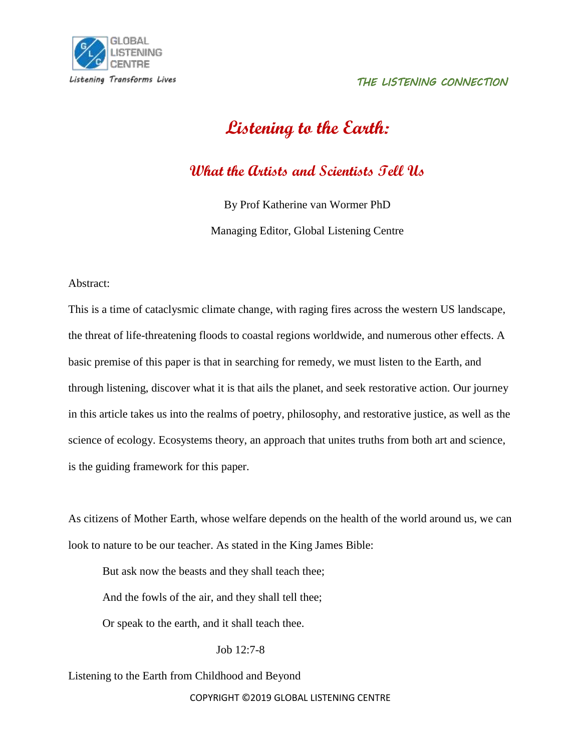# Listening to the Earth:

## What the Artists and Scientists Tell Us

By Prof Katherine van Wormer PhD

Managing Editor, Global Listening Centre

Abstract:

This is a time of cataclysmic climate change, with raging fires across the western US landscape, the threat of life-threatening floods to coastal regions worldwide, and numerous other effects. A basic premise of this paper is that in searching for remedy, we must listen to the Earth, and through listening, discover what it is that ails the planet, and seek restorative action. Our journey in this article takes us into the realms of poetry, philosophy, and restorative justice, as well as the science of ecology. Ecosystems theory, an approach that unites truths from both art and science, is the guiding framework for this paper.

As citizens of Mother Earth, whose welfare depends on the health of the world around us, we can look to nature to be our teacher. As stated in the King James Bible:

> But ask now the beasts and they shall teach thee;
>
> And the fowls of the air, and they shall tell thee;
>
> Or speak to the earth, and it shall teach thee.
>
> Job 12:7-8

Listening to the Earth from Childhood and Beyond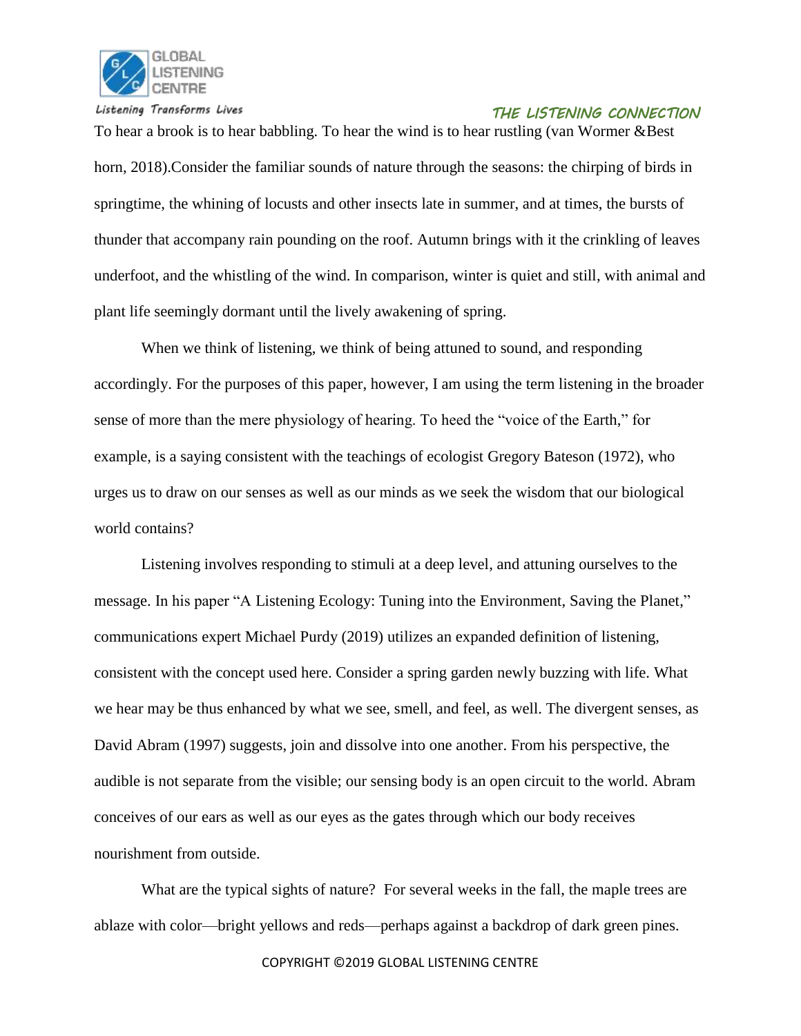To hear a brook is to hear babbling. To hear the wind is to hear rustling (van Wormer &Best horn, 2018).Consider the familiar sounds of nature through the seasons: the chirping of birds in springtime, the whining of locusts and other insects late in summer, and at times, the bursts of thunder that accompany rain pounding on the roof. Autumn brings with it the crinkling of leaves underfoot, and the whistling of the wind. In comparison, winter is quiet and still, with animal and plant life seemingly dormant until the lively awakening of spring.

When we think of listening, we think of being attuned to sound, and responding accordingly. For the purposes of this paper, however, I am using the term listening in the broader sense of more than the mere physiology of hearing. To heed the "voice of the Earth," for example, is a saying consistent with the teachings of ecologist Gregory Bateson (1972), who urges us to draw on our senses as well as our minds as we seek the wisdom that our biological world contains?

Listening involves responding to stimuli at a deep level, and attuning ourselves to the message. In his paper "A Listening Ecology: Tuning into the Environment, Saving the Planet," communications expert Michael Purdy (2019) utilizes an expanded definition of listening, consistent with the concept used here. Consider a spring garden newly buzzing with life. What we hear may be thus enhanced by what we see, smell, and feel, as well. The divergent senses, as David Abram (1997) suggests, join and dissolve into one another. From his perspective, the audible is not separate from the visible; our sensing body is an open circuit to the world. Abram conceives of our ears as well as our eyes as the gates through which our body receives nourishment from outside.

What are the typical sights of nature? For several weeks in the fall, the maple trees are ablaze with color—bright yellows and reds—perhaps against a backdrop of dark green pines.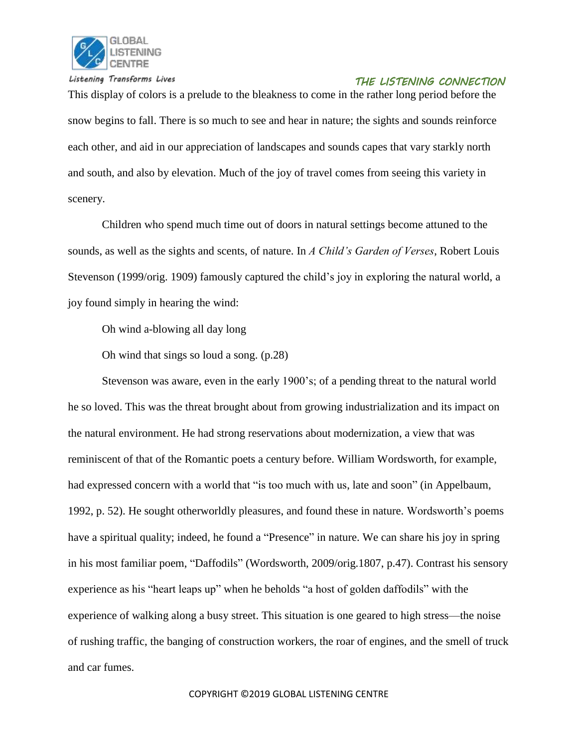This display of colors is a prelude to the bleakness to come in the rather long period before the snow begins to fall. There is so much to see and hear in nature; the sights and sounds reinforce each other, and aid in our appreciation of landscapes and sounds capes that vary starkly north and south, and also by elevation. Much of the joy of travel comes from seeing this variety in scenery.

Children who spend much time out of doors in natural settings become attuned to the sounds, as well as the sights and scents, of nature. In *A Child's Garden of Verses*, Robert Louis Stevenson (1999/orig. 1909) famously captured the child's joy in exploring the natural world, a joy found simply in hearing the wind:

> Oh wind a-blowing all day long
>
> Oh wind that sings so loud a song. (p.28)

Stevenson was aware, even in the early 1900's; of a pending threat to the natural world he so loved. This was the threat brought about from growing industrialization and its impact on the natural environment. He had strong reservations about modernization, a view that was reminiscent of that of the Romantic poets a century before. William Wordsworth, for example, had expressed concern with a world that "is too much with us, late and soon" (in Appelbaum, 1992, p. 52). He sought otherworldly pleasures, and found these in nature. Wordsworth's poems have a spiritual quality; indeed, he found a "Presence" in nature. We can share his joy in spring in his most familiar poem, "Daffodils" (Wordsworth, 2009/orig.1807, p.47). Contrast his sensory experience as his "heart leaps up" when he beholds "a host of golden daffodils" with the experience of walking along a busy street. This situation is one geared to high stress—the noise of rushing traffic, the banging of construction workers, the roar of engines, and the smell of truck and car fumes.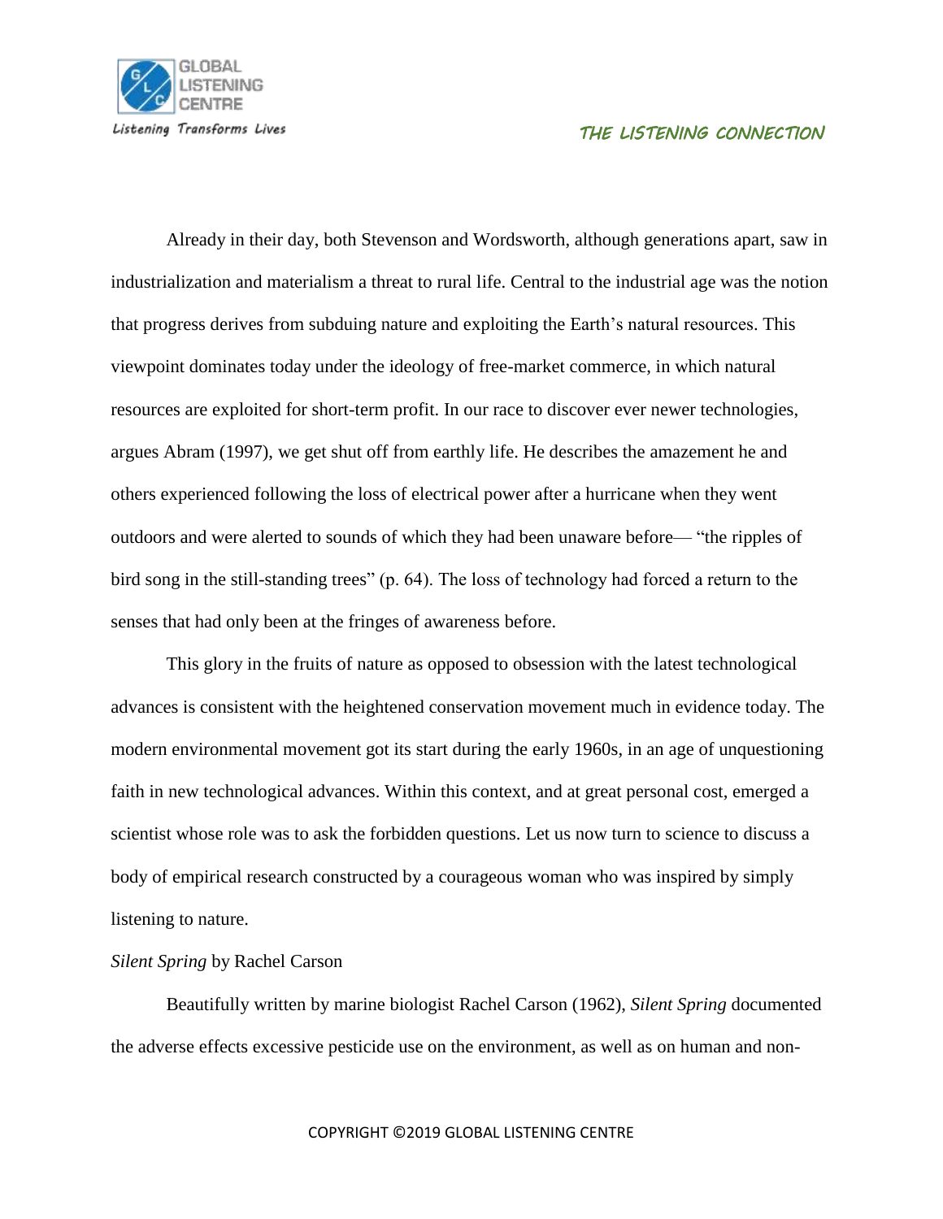Already in their day, both Stevenson and Wordsworth, although generations apart, saw in industrialization and materialism a threat to rural life. Central to the industrial age was the notion that progress derives from subduing nature and exploiting the Earth's natural resources. This viewpoint dominates today under the ideology of free-market commerce, in which natural resources are exploited for short-term profit. In our race to discover ever newer technologies, argues Abram (1997), we get shut off from earthly life. He describes the amazement he and others experienced following the loss of electrical power after a hurricane when they went outdoors and were alerted to sounds of which they had been unaware before— "the ripples of bird song in the still-standing trees" (p. 64). The loss of technology had forced a return to the senses that had only been at the fringes of awareness before.

This glory in the fruits of nature as opposed to obsession with the latest technological advances is consistent with the heightened conservation movement much in evidence today. The modern environmental movement got its start during the early 1960s, in an age of unquestioning faith in new technological advances. Within this context, and at great personal cost, emerged a scientist whose role was to ask the forbidden questions. Let us now turn to science to discuss a body of empirical research constructed by a courageous woman who was inspired by simply listening to nature.

*Silent Spring* by Rachel Carson

Beautifully written by marine biologist Rachel Carson (1962), *Silent Spring* documented the adverse effects excessive pesticide use on the environment, as well as on human and non-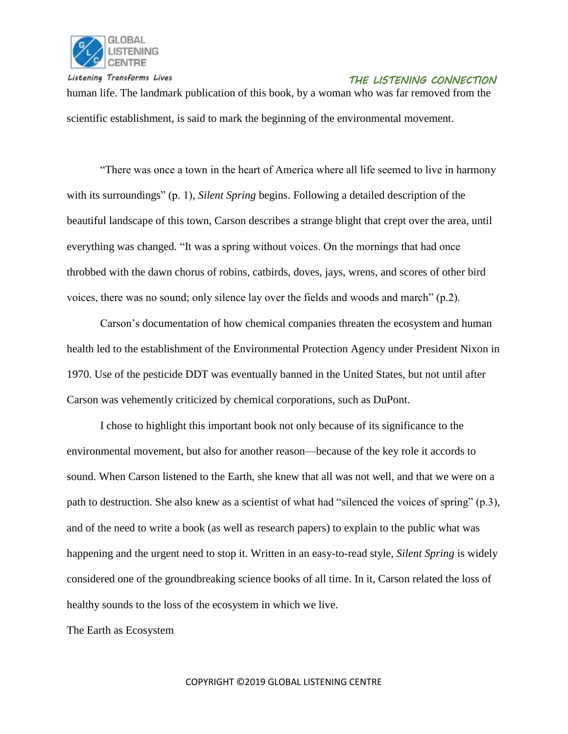human life. The landmark publication of this book, by a woman who was far removed from the scientific establishment, is said to mark the beginning of the environmental movement.

"There was once a town in the heart of America where all life seemed to live in harmony with its surroundings" (p. 1), *Silent Spring* begins. Following a detailed description of the beautiful landscape of this town, Carson describes a strange blight that crept over the area, until everything was changed. "It was a spring without voices. On the mornings that had once throbbed with the dawn chorus of robins, catbirds, doves, jays, wrens, and scores of other bird voices, there was no sound; only silence lay over the fields and woods and march" (p.2).

Carson's documentation of how chemical companies threaten the ecosystem and human health led to the establishment of the Environmental Protection Agency under President Nixon in 1970. Use of the pesticide DDT was eventually banned in the United States, but not until after Carson was vehemently criticized by chemical corporations, such as DuPont.

I chose to highlight this important book not only because of its significance to the environmental movement, but also for another reason—because of the key role it accords to sound. When Carson listened to the Earth, she knew that all was not well, and that we were on a path to destruction. She also knew as a scientist of what had "silenced the voices of spring" (p.3), and of the need to write a book (as well as research papers) to explain to the public what was happening and the urgent need to stop it. Written in an easy-to-read style, *Silent Spring* is widely considered one of the groundbreaking science books of all time. In it, Carson related the loss of healthy sounds to the loss of the ecosystem in which we live.

## The Earth as Ecosystem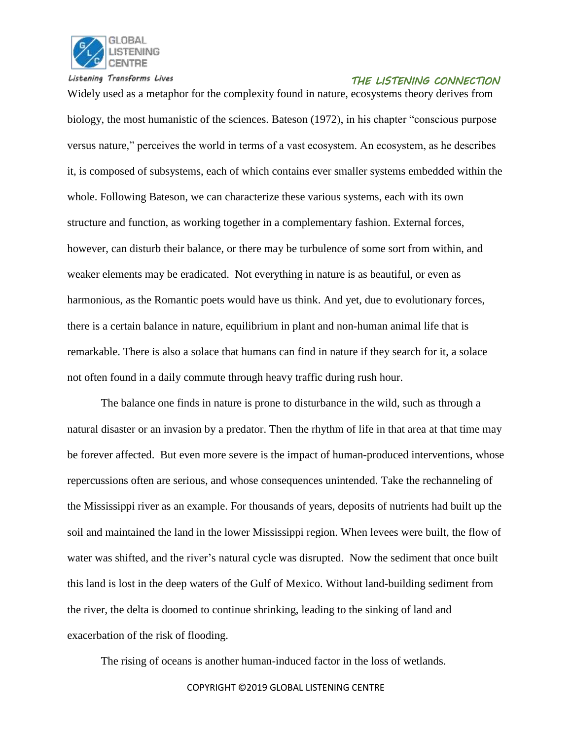Widely used as a metaphor for the complexity found in nature, ecosystems theory derives from biology, the most humanistic of the sciences. Bateson (1972), in his chapter "conscious purpose versus nature," perceives the world in terms of a vast ecosystem. An ecosystem, as he describes it, is composed of subsystems, each of which contains ever smaller systems embedded within the whole. Following Bateson, we can characterize these various systems, each with its own structure and function, as working together in a complementary fashion. External forces, however, can disturb their balance, or there may be turbulence of some sort from within, and weaker elements may be eradicated. Not everything in nature is as beautiful, or even as harmonious, as the Romantic poets would have us think. And yet, due to evolutionary forces, there is a certain balance in nature, equilibrium in plant and non-human animal life that is remarkable. There is also a solace that humans can find in nature if they search for it, a solace not often found in a daily commute through heavy traffic during rush hour.

The balance one finds in nature is prone to disturbance in the wild, such as through a natural disaster or an invasion by a predator. Then the rhythm of life in that area at that time may be forever affected. But even more severe is the impact of human-produced interventions, whose repercussions often are serious, and whose consequences unintended. Take the rechanneling of the Mississippi river as an example. For thousands of years, deposits of nutrients had built up the soil and maintained the land in the lower Mississippi region. When levees were built, the flow of water was shifted, and the river's natural cycle was disrupted. Now the sediment that once built this land is lost in the deep waters of the Gulf of Mexico. Without land-building sediment from the river, the delta is doomed to continue shrinking, leading to the sinking of land and exacerbation of the risk of flooding.

The rising of oceans is another human-induced factor in the loss of wetlands.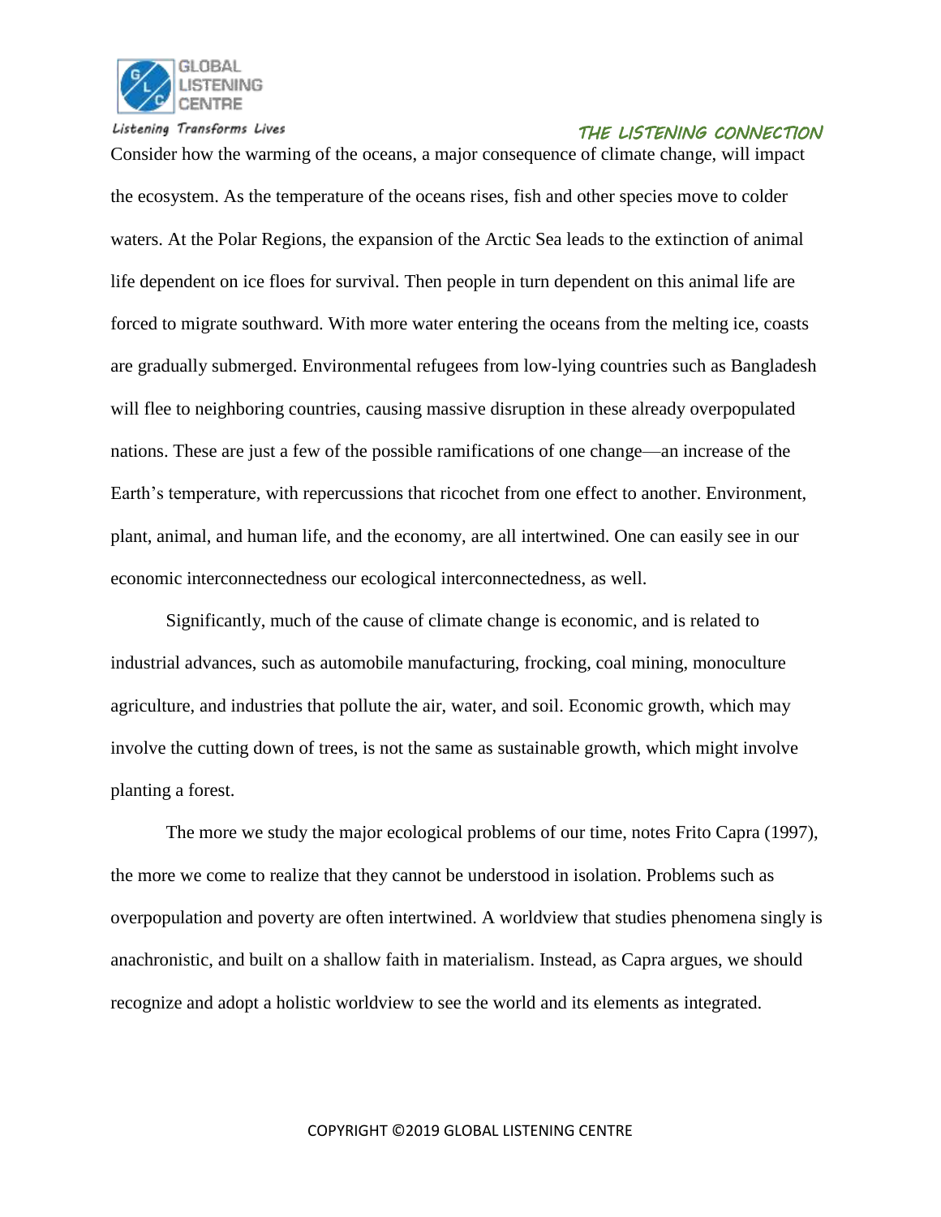Consider how the warming of the oceans, a major consequence of climate change, will impact the ecosystem. As the temperature of the oceans rises, fish and other species move to colder waters. At the Polar Regions, the expansion of the Arctic Sea leads to the extinction of animal life dependent on ice floes for survival. Then people in turn dependent on this animal life are forced to migrate southward. With more water entering the oceans from the melting ice, coasts are gradually submerged. Environmental refugees from low-lying countries such as Bangladesh will flee to neighboring countries, causing massive disruption in these already overpopulated nations. These are just a few of the possible ramifications of one change—an increase of the Earth's temperature, with repercussions that ricochet from one effect to another. Environment, plant, animal, and human life, and the economy, are all intertwined. One can easily see in our economic interconnectedness our ecological interconnectedness, as well.

Significantly, much of the cause of climate change is economic, and is related to industrial advances, such as automobile manufacturing, frocking, coal mining, monoculture agriculture, and industries that pollute the air, water, and soil. Economic growth, which may involve the cutting down of trees, is not the same as sustainable growth, which might involve planting a forest.

The more we study the major ecological problems of our time, notes Frito Capra (1997), the more we come to realize that they cannot be understood in isolation. Problems such as overpopulation and poverty are often intertwined. A worldview that studies phenomena singly is anachronistic, and built on a shallow faith in materialism. Instead, as Capra argues, we should recognize and adopt a holistic worldview to see the world and its elements as integrated.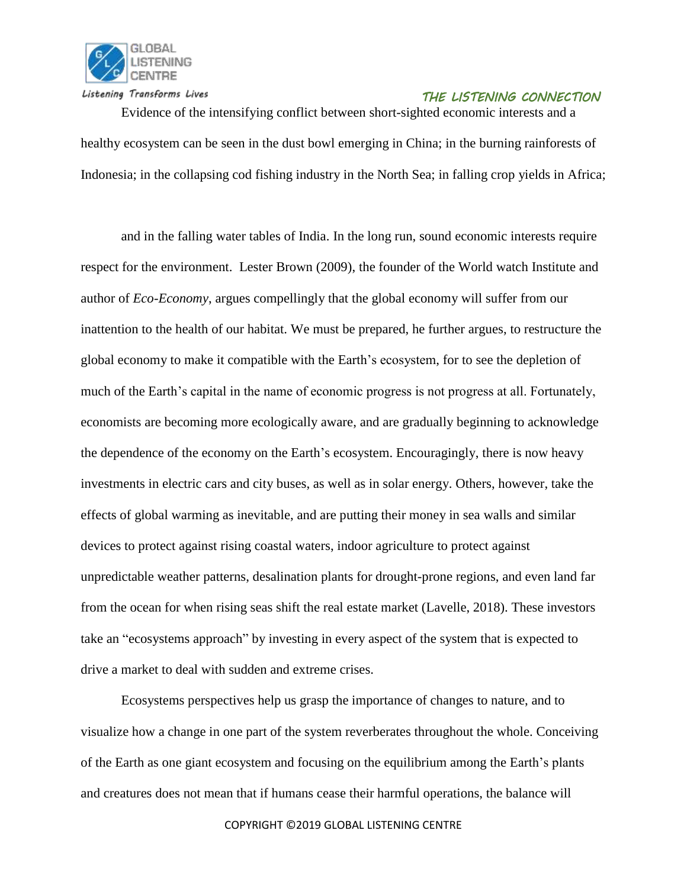Evidence of the intensifying conflict between short-sighted economic interests and a healthy ecosystem can be seen in the dust bowl emerging in China; in the burning rainforests of Indonesia; in the collapsing cod fishing industry in the North Sea; in falling crop yields in Africa;

and in the falling water tables of India. In the long run, sound economic interests require respect for the environment. Lester Brown (2009), the founder of the World watch Institute and author of *Eco-Economy*, argues compellingly that the global economy will suffer from our inattention to the health of our habitat. We must be prepared, he further argues, to restructure the global economy to make it compatible with the Earth's ecosystem, for to see the depletion of much of the Earth's capital in the name of economic progress is not progress at all. Fortunately, economists are becoming more ecologically aware, and are gradually beginning to acknowledge the dependence of the economy on the Earth's ecosystem. Encouragingly, there is now heavy investments in electric cars and city buses, as well as in solar energy. Others, however, take the effects of global warming as inevitable, and are putting their money in sea walls and similar devices to protect against rising coastal waters, indoor agriculture to protect against unpredictable weather patterns, desalination plants for drought-prone regions, and even land far from the ocean for when rising seas shift the real estate market (Lavelle, 2018). These investors take an "ecosystems approach" by investing in every aspect of the system that is expected to drive a market to deal with sudden and extreme crises.

Ecosystems perspectives help us grasp the importance of changes to nature, and to visualize how a change in one part of the system reverberates throughout the whole. Conceiving of the Earth as one giant ecosystem and focusing on the equilibrium among the Earth's plants and creatures does not mean that if humans cease their harmful operations, the balance will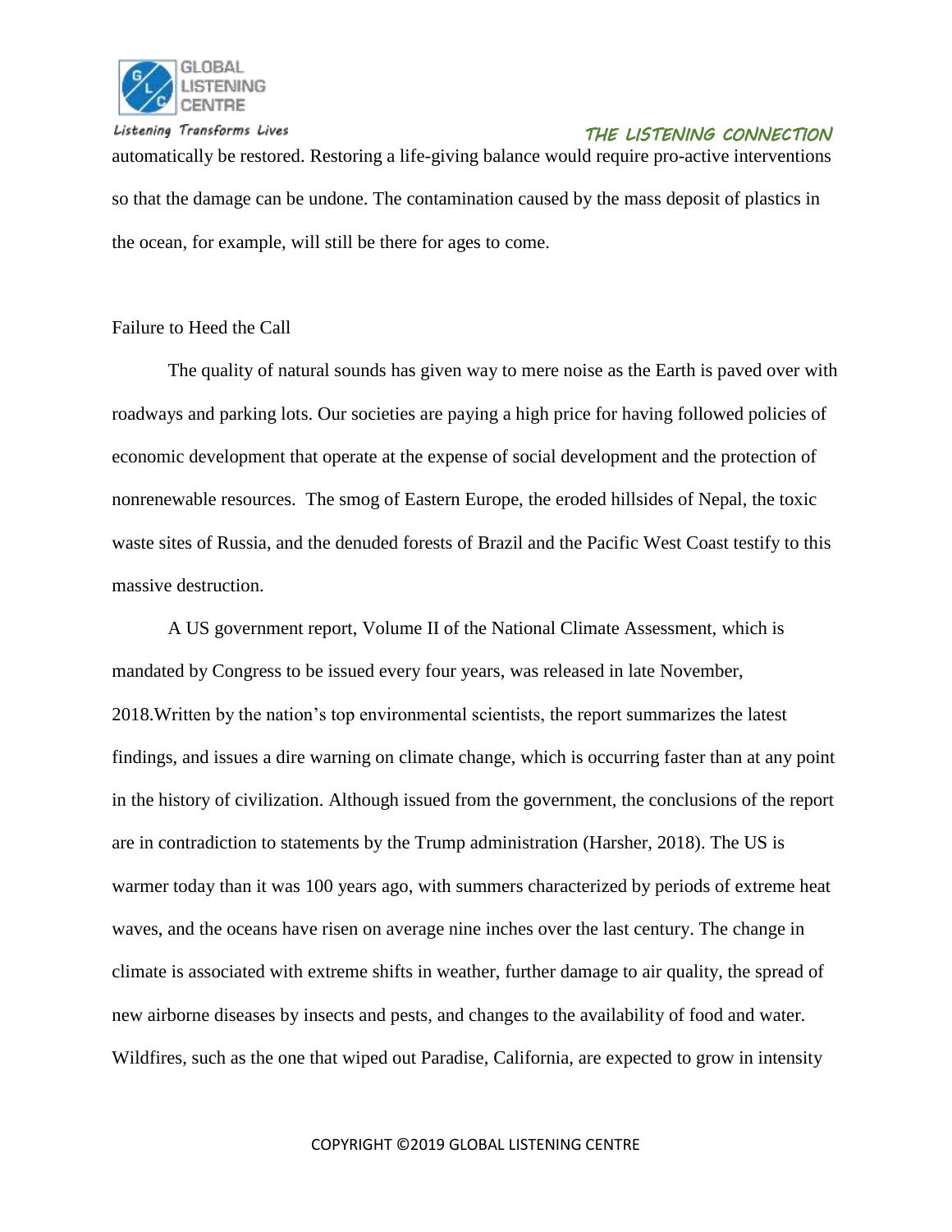automatically be restored. Restoring a life-giving balance would require pro-active interventions so that the damage can be undone. The contamination caused by the mass deposit of plastics in the ocean, for example, will still be there for ages to come.

## Failure to Heed the Call

The quality of natural sounds has given way to mere noise as the Earth is paved over with roadways and parking lots. Our societies are paying a high price for having followed policies of economic development that operate at the expense of social development and the protection of nonrenewable resources. The smog of Eastern Europe, the eroded hillsides of Nepal, the toxic waste sites of Russia, and the denuded forests of Brazil and the Pacific West Coast testify to this massive destruction.

A US government report, Volume II of the National Climate Assessment, which is mandated by Congress to be issued every four years, was released in late November, 2018.Written by the nation's top environmental scientists, the report summarizes the latest findings, and issues a dire warning on climate change, which is occurring faster than at any point in the history of civilization. Although issued from the government, the conclusions of the report are in contradiction to statements by the Trump administration (Harsher, 2018). The US is warmer today than it was 100 years ago, with summers characterized by periods of extreme heat waves, and the oceans have risen on average nine inches over the last century. The change in climate is associated with extreme shifts in weather, further damage to air quality, the spread of new airborne diseases by insects and pests, and changes to the availability of food and water. Wildfires, such as the one that wiped out Paradise, California, are expected to grow in intensity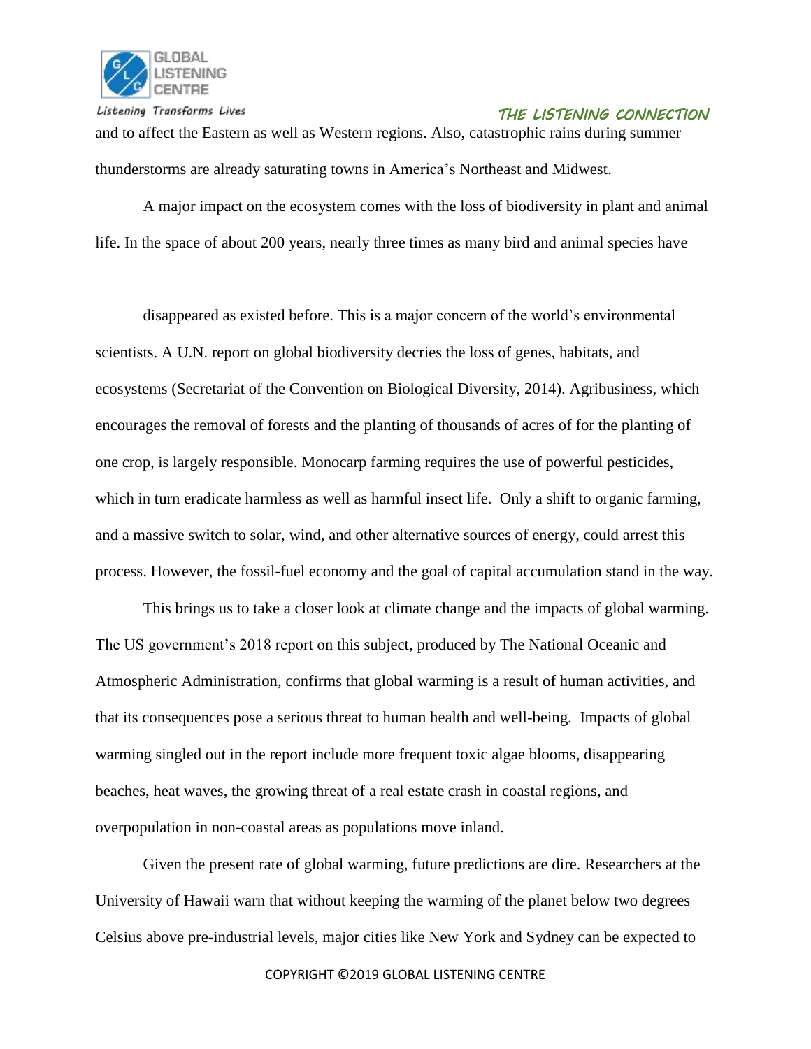and to affect the Eastern as well as Western regions. Also, catastrophic rains during summer thunderstorms are already saturating towns in America's Northeast and Midwest.

A major impact on the ecosystem comes with the loss of biodiversity in plant and animal life. In the space of about 200 years, nearly three times as many bird and animal species have disappeared as existed before. This is a major concern of the world's environmental scientists. A U.N. report on global biodiversity decries the loss of genes, habitats, and ecosystems (Secretariat of the Convention on Biological Diversity, 2014). Agribusiness, which encourages the removal of forests and the planting of thousands of acres of for the planting of one crop, is largely responsible. Monocarp farming requires the use of powerful pesticides, which in turn eradicate harmless as well as harmful insect life. Only a shift to organic farming, and a massive switch to solar, wind, and other alternative sources of energy, could arrest this process. However, the fossil-fuel economy and the goal of capital accumulation stand in the way.

This brings us to take a closer look at climate change and the impacts of global warming. The US government's 2018 report on this subject, produced by The National Oceanic and Atmospheric Administration, confirms that global warming is a result of human activities, and that its consequences pose a serious threat to human health and well-being. Impacts of global warming singled out in the report include more frequent toxic algae blooms, disappearing beaches, heat waves, the growing threat of a real estate crash in coastal regions, and overpopulation in non-coastal areas as populations move inland.

Given the present rate of global warming, future predictions are dire. Researchers at the University of Hawaii warn that without keeping the warming of the planet below two degrees Celsius above pre-industrial levels, major cities like New York and Sydney can be expected to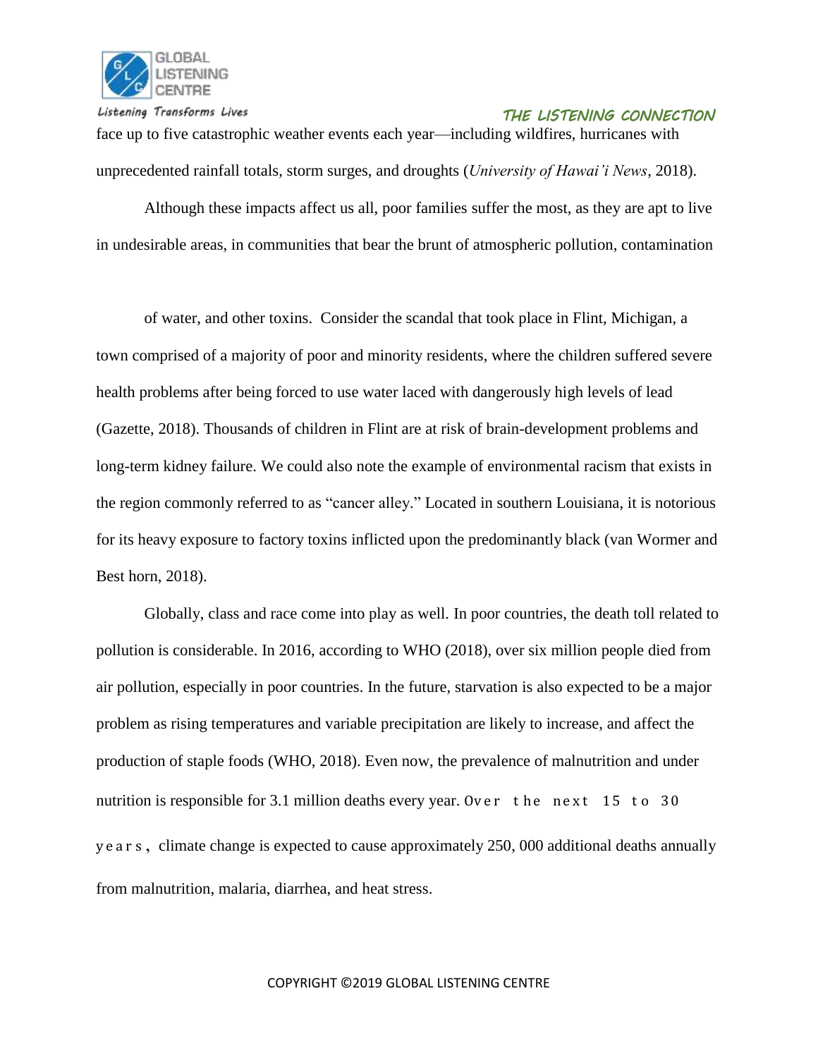face up to five catastrophic weather events each year—including wildfires, hurricanes with unprecedented rainfall totals, storm surges, and droughts (*University of Hawai'i News*, 2018).

Although these impacts affect us all, poor families suffer the most, as they are apt to live in undesirable areas, in communities that bear the brunt of atmospheric pollution, contamination of water, and other toxins. Consider the scandal that took place in Flint, Michigan, a town comprised of a majority of poor and minority residents, where the children suffered severe health problems after being forced to use water laced with dangerously high levels of lead (Gazette, 2018). Thousands of children in Flint are at risk of brain-development problems and long-term kidney failure. We could also note the example of environmental racism that exists in the region commonly referred to as "cancer alley." Located in southern Louisiana, it is notorious for its heavy exposure to factory toxins inflicted upon the predominantly black (van Wormer and Best horn, 2018).

Globally, class and race come into play as well. In poor countries, the death toll related to pollution is considerable. In 2016, according to WHO (2018), over six million people died from air pollution, especially in poor countries. In the future, starvation is also expected to be a major problem as rising temperatures and variable precipitation are likely to increase, and affect the production of staple foods (WHO, 2018). Even now, the prevalence of malnutrition and under nutrition is responsible for 3.1 million deaths every year. Over the next 15 to 30 years, climate change is expected to cause approximately 250, 000 additional deaths annually from malnutrition, malaria, diarrhea, and heat stress.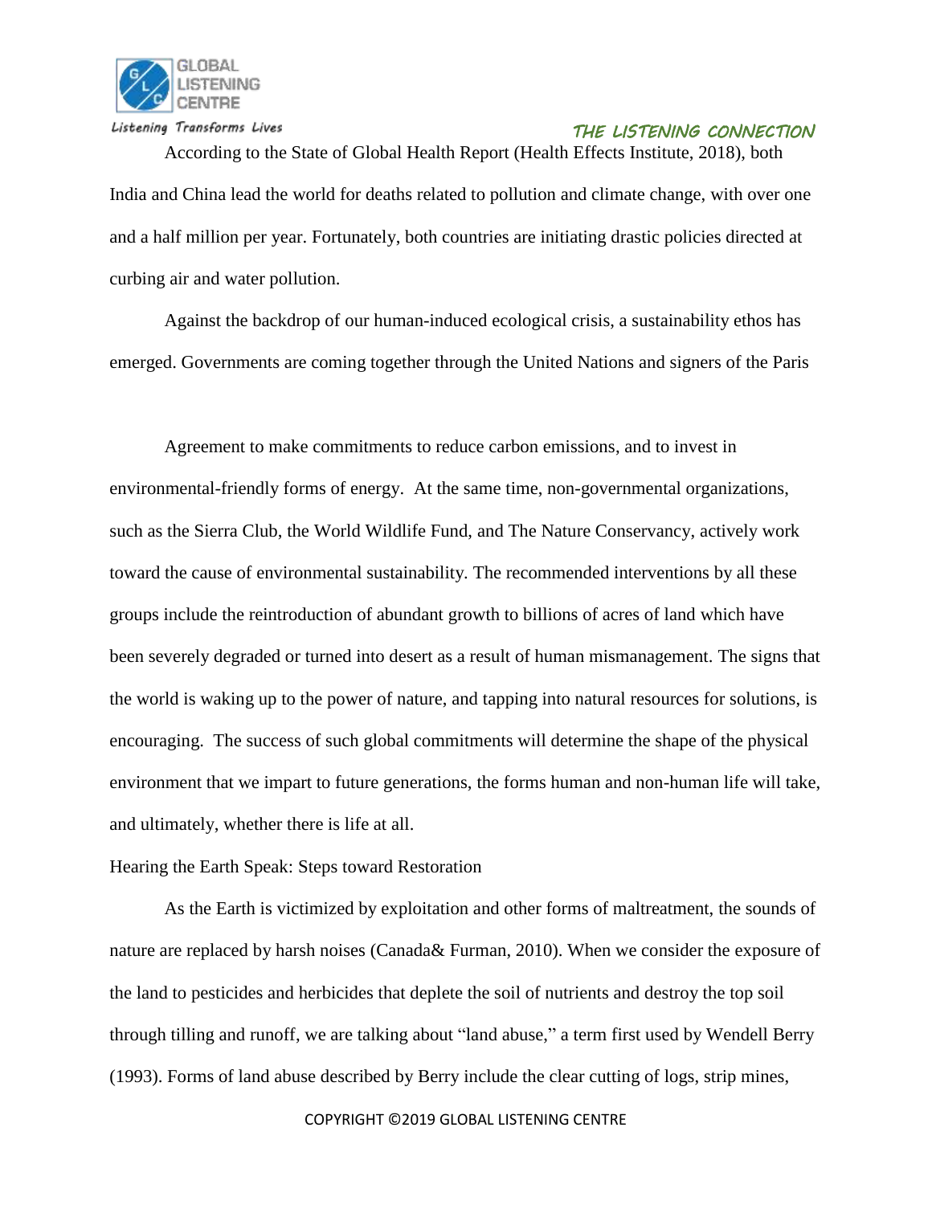According to the State of Global Health Report (Health Effects Institute, 2018), both India and China lead the world for deaths related to pollution and climate change, with over one and a half million per year. Fortunately, both countries are initiating drastic policies directed at curbing air and water pollution.

Against the backdrop of our human-induced ecological crisis, a sustainability ethos has emerged. Governments are coming together through the United Nations and signers of the Paris Agreement to make commitments to reduce carbon emissions, and to invest in environmental-friendly forms of energy. At the same time, non-governmental organizations, such as the Sierra Club, the World Wildlife Fund, and The Nature Conservancy, actively work toward the cause of environmental sustainability. The recommended interventions by all these groups include the reintroduction of abundant growth to billions of acres of land which have been severely degraded or turned into desert as a result of human mismanagement. The signs that the world is waking up to the power of nature, and tapping into natural resources for solutions, is encouraging. The success of such global commitments will determine the shape of the physical environment that we impart to future generations, the forms human and non-human life will take, and ultimately, whether there is life at all.

## Hearing the Earth Speak: Steps toward Restoration

As the Earth is victimized by exploitation and other forms of maltreatment, the sounds of nature are replaced by harsh noises (Canada& Furman, 2010). When we consider the exposure of the land to pesticides and herbicides that deplete the soil of nutrients and destroy the top soil through tilling and runoff, we are talking about "land abuse," a term first used by Wendell Berry (1993). Forms of land abuse described by Berry include the clear cutting of logs, strip mines,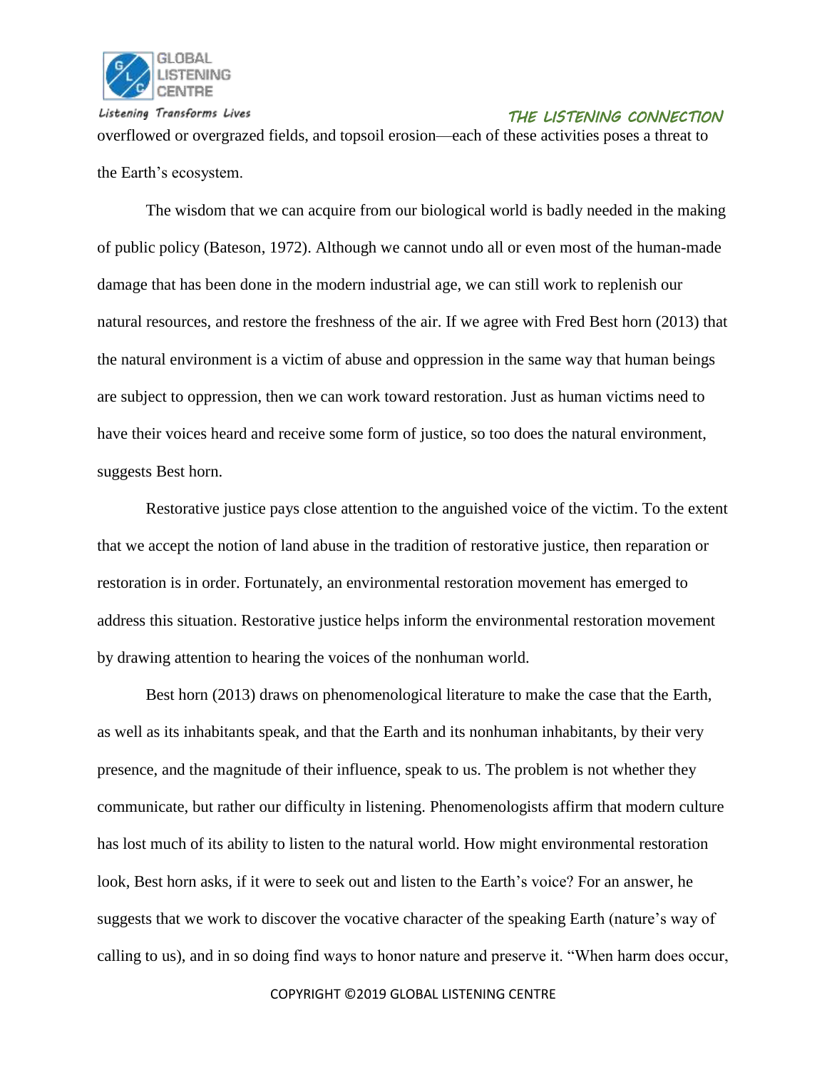overflowed or overgrazed fields, and topsoil erosion—each of these activities poses a threat to the Earth's ecosystem.

The wisdom that we can acquire from our biological world is badly needed in the making of public policy (Bateson, 1972). Although we cannot undo all or even most of the human-made damage that has been done in the modern industrial age, we can still work to replenish our natural resources, and restore the freshness of the air. If we agree with Fred Best horn (2013) that the natural environment is a victim of abuse and oppression in the same way that human beings are subject to oppression, then we can work toward restoration. Just as human victims need to have their voices heard and receive some form of justice, so too does the natural environment, suggests Best horn.

Restorative justice pays close attention to the anguished voice of the victim. To the extent that we accept the notion of land abuse in the tradition of restorative justice, then reparation or restoration is in order. Fortunately, an environmental restoration movement has emerged to address this situation. Restorative justice helps inform the environmental restoration movement by drawing attention to hearing the voices of the nonhuman world.

Best horn (2013) draws on phenomenological literature to make the case that the Earth, as well as its inhabitants speak, and that the Earth and its nonhuman inhabitants, by their very presence, and the magnitude of their influence, speak to us. The problem is not whether they communicate, but rather our difficulty in listening. Phenomenologists affirm that modern culture has lost much of its ability to listen to the natural world. How might environmental restoration look, Best horn asks, if it were to seek out and listen to the Earth's voice? For an answer, he suggests that we work to discover the vocative character of the speaking Earth (nature's way of calling to us), and in so doing find ways to honor nature and preserve it. "When harm does occur,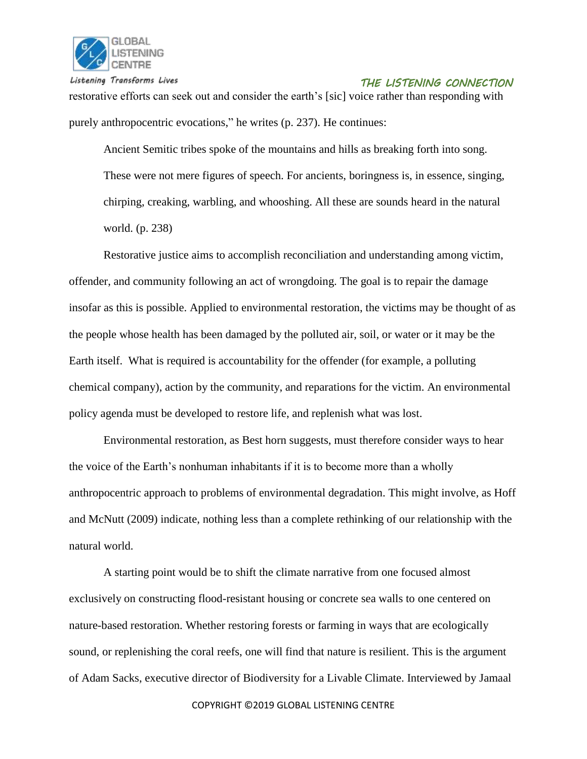restorative efforts can seek out and consider the earth's [sic] voice rather than responding with purely anthropocentric evocations," he writes (p. 237). He continues:

> Ancient Semitic tribes spoke of the mountains and hills as breaking forth into song. These were not mere figures of speech. For ancients, boringness is, in essence, singing, chirping, creaking, warbling, and whooshing. All these are sounds heard in the natural world. (p. 238)

Restorative justice aims to accomplish reconciliation and understanding among victim, offender, and community following an act of wrongdoing. The goal is to repair the damage insofar as this is possible. Applied to environmental restoration, the victims may be thought of as the people whose health has been damaged by the polluted air, soil, or water or it may be the Earth itself. What is required is accountability for the offender (for example, a polluting chemical company), action by the community, and reparations for the victim. An environmental policy agenda must be developed to restore life, and replenish what was lost.

Environmental restoration, as Best horn suggests, must therefore consider ways to hear the voice of the Earth's nonhuman inhabitants if it is to become more than a wholly anthropocentric approach to problems of environmental degradation. This might involve, as Hoff and McNutt (2009) indicate, nothing less than a complete rethinking of our relationship with the natural world.

A starting point would be to shift the climate narrative from one focused almost exclusively on constructing flood-resistant housing or concrete sea walls to one centered on nature-based restoration. Whether restoring forests or farming in ways that are ecologically sound, or replenishing the coral reefs, one will find that nature is resilient. This is the argument of Adam Sacks, executive director of Biodiversity for a Livable Climate. Interviewed by Jamaal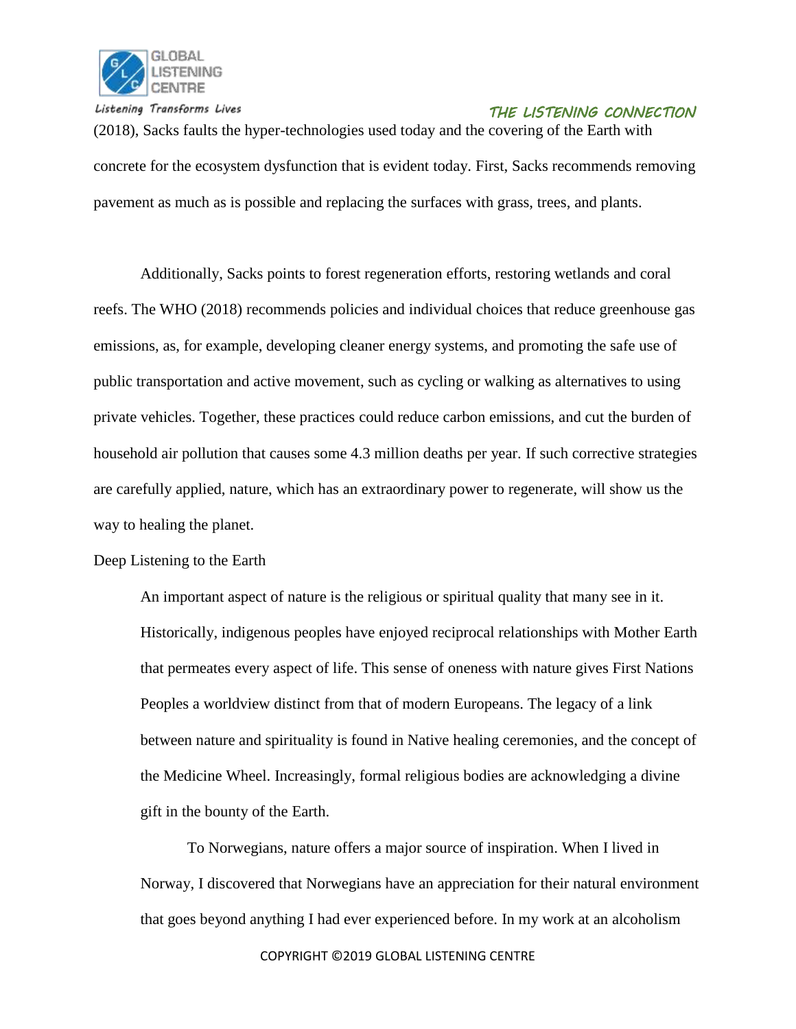(2018), Sacks faults the hyper-technologies used today and the covering of the Earth with concrete for the ecosystem dysfunction that is evident today. First, Sacks recommends removing pavement as much as is possible and replacing the surfaces with grass, trees, and plants.

Additionally, Sacks points to forest regeneration efforts, restoring wetlands and coral reefs. The WHO (2018) recommends policies and individual choices that reduce greenhouse gas emissions, as, for example, developing cleaner energy systems, and promoting the safe use of public transportation and active movement, such as cycling or walking as alternatives to using private vehicles. Together, these practices could reduce carbon emissions, and cut the burden of household air pollution that causes some 4.3 million deaths per year. If such corrective strategies are carefully applied, nature, which has an extraordinary power to regenerate, will show us the way to healing the planet.

## Deep Listening to the Earth

> An important aspect of nature is the religious or spiritual quality that many see in it. Historically, indigenous peoples have enjoyed reciprocal relationships with Mother Earth that permeates every aspect of life. This sense of oneness with nature gives First Nations Peoples a worldview distinct from that of modern Europeans. The legacy of a link between nature and spirituality is found in Native healing ceremonies, and the concept of the Medicine Wheel. Increasingly, formal religious bodies are acknowledging a divine gift in the bounty of the Earth.
>
> To Norwegians, nature offers a major source of inspiration. When I lived in Norway, I discovered that Norwegians have an appreciation for their natural environment that goes beyond anything I had ever experienced before. In my work at an alcoholism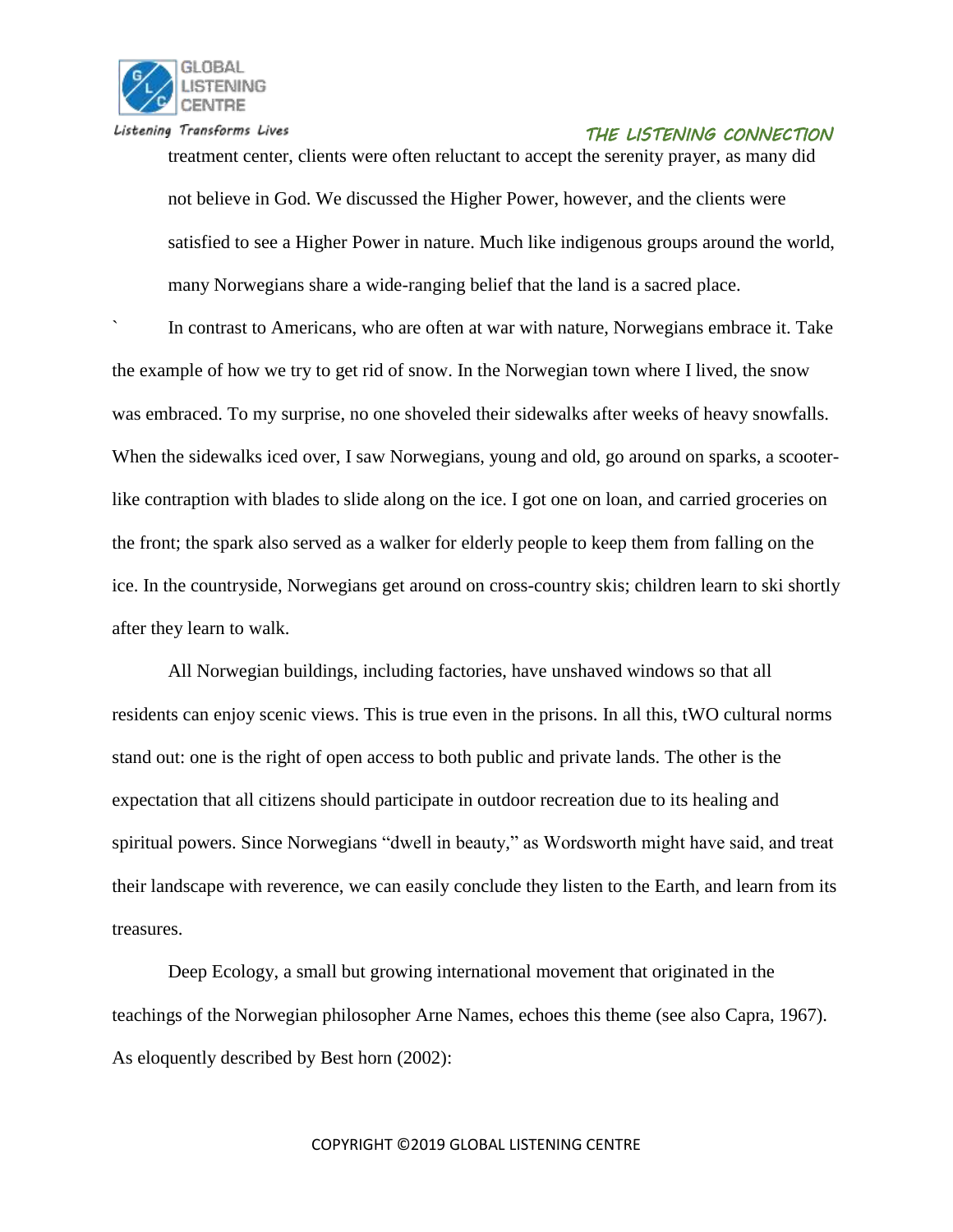treatment center, clients were often reluctant to accept the serenity prayer, as many did not believe in God. We discussed the Higher Power, however, and the clients were satisfied to see a Higher Power in nature. Much like indigenous groups around the world, many Norwegians share a wide-ranging belief that the land is a sacred place.

` In contrast to Americans, who are often at war with nature, Norwegians embrace it. Take the example of how we try to get rid of snow. In the Norwegian town where I lived, the snow was embraced. To my surprise, no one shoveled their sidewalks after weeks of heavy snowfalls. When the sidewalks iced over, I saw Norwegians, young and old, go around on sparks, a scooter-like contraption with blades to slide along on the ice. I got one on loan, and carried groceries on the front; the spark also served as a walker for elderly people to keep them from falling on the ice. In the countryside, Norwegians get around on cross-country skis; children learn to ski shortly after they learn to walk.

All Norwegian buildings, including factories, have unshaved windows so that all residents can enjoy scenic views. This is true even in the prisons. In all this, tWO cultural norms stand out: one is the right of open access to both public and private lands. The other is the expectation that all citizens should participate in outdoor recreation due to its healing and spiritual powers. Since Norwegians "dwell in beauty," as Wordsworth might have said, and treat their landscape with reverence, we can easily conclude they listen to the Earth, and learn from its treasures.

Deep Ecology, a small but growing international movement that originated in the teachings of the Norwegian philosopher Arne Names, echoes this theme (see also Capra, 1967). As eloquently described by Best horn (2002):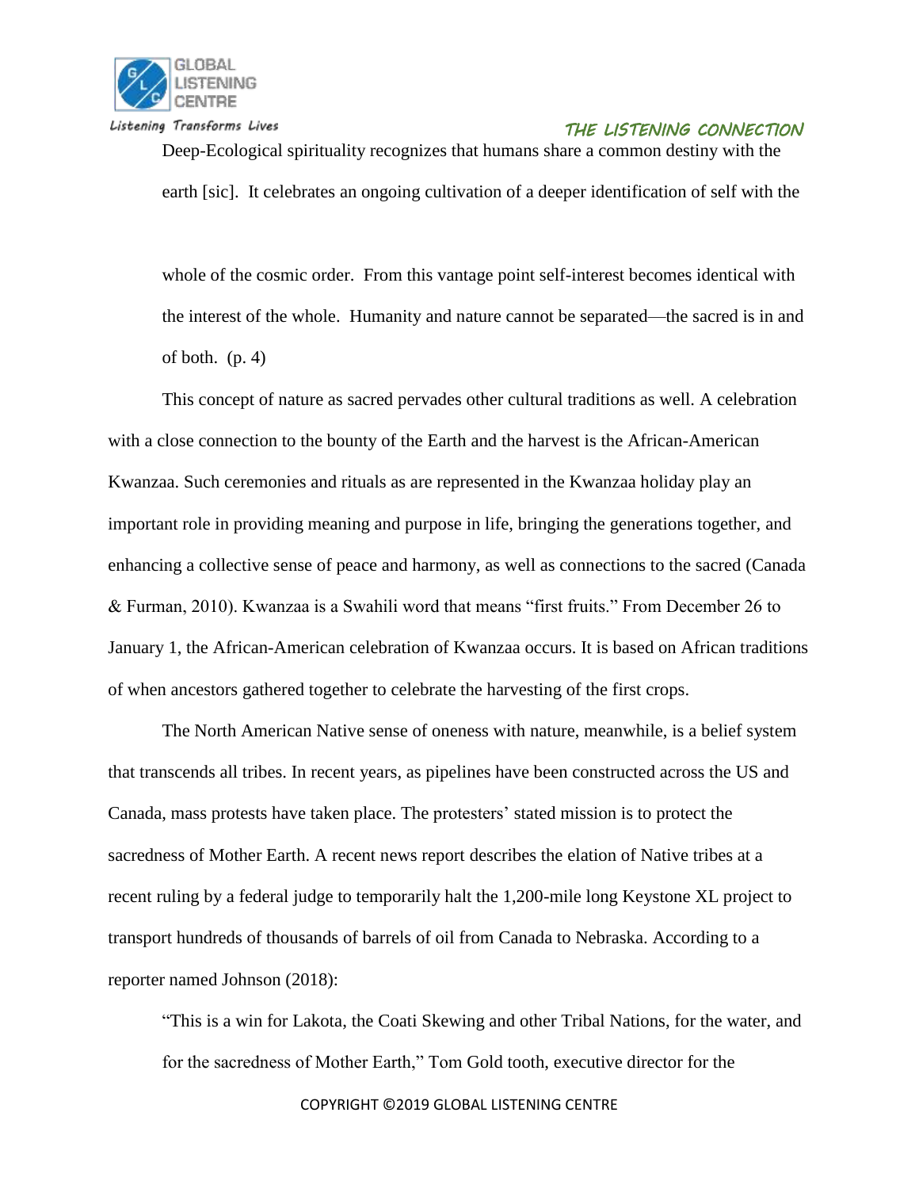> Deep-Ecological spirituality recognizes that humans share a common destiny with the earth [sic]. It celebrates an ongoing cultivation of a deeper identification of self with the whole of the cosmic order. From this vantage point self-interest becomes identical with the interest of the whole. Humanity and nature cannot be separated—the sacred is in and of both. (p. 4)

This concept of nature as sacred pervades other cultural traditions as well. A celebration with a close connection to the bounty of the Earth and the harvest is the African-American Kwanzaa. Such ceremonies and rituals as are represented in the Kwanzaa holiday play an important role in providing meaning and purpose in life, bringing the generations together, and enhancing a collective sense of peace and harmony, as well as connections to the sacred (Canada & Furman, 2010). Kwanzaa is a Swahili word that means "first fruits." From December 26 to January 1, the African-American celebration of Kwanzaa occurs. It is based on African traditions of when ancestors gathered together to celebrate the harvesting of the first crops.

The North American Native sense of oneness with nature, meanwhile, is a belief system that transcends all tribes. In recent years, as pipelines have been constructed across the US and Canada, mass protests have taken place. The protesters' stated mission is to protect the sacredness of Mother Earth. A recent news report describes the elation of Native tribes at a recent ruling by a federal judge to temporarily halt the 1,200-mile long Keystone XL project to transport hundreds of thousands of barrels of oil from Canada to Nebraska. According to a reporter named Johnson (2018):

> "This is a win for Lakota, the Coati Skewing and other Tribal Nations, for the water, and for the sacredness of Mother Earth," Tom Gold tooth, executive director for the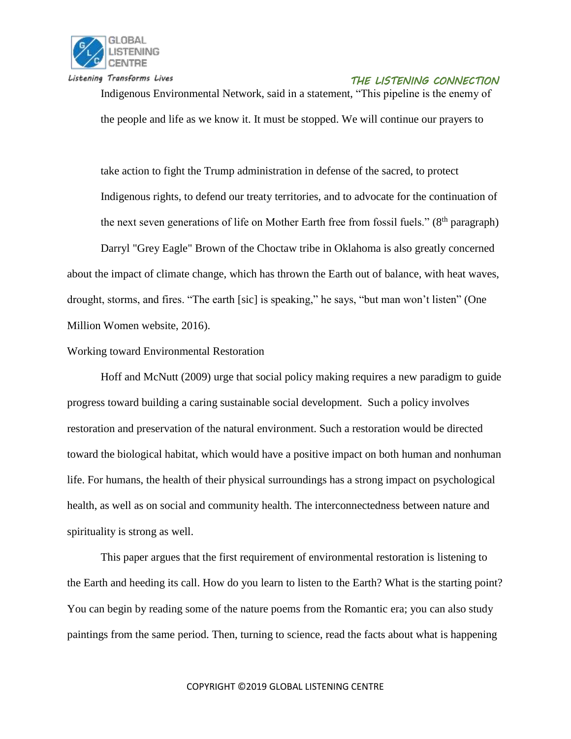Indigenous Environmental Network, said in a statement, “This pipeline is the enemy of the people and life as we know it. It must be stopped. We will continue our prayers to take action to fight the Trump administration in defense of the sacred, to protect Indigenous rights, to defend our treaty territories, and to advocate for the continuation of the next seven generations of life on Mother Earth free from fossil fuels.” (8th paragraph)

Darryl "Grey Eagle" Brown of the Choctaw tribe in Oklahoma is also greatly concerned about the impact of climate change, which has thrown the Earth out of balance, with heat waves, drought, storms, and fires. “The earth [sic] is speaking,” he says, “but man won’t listen” (One Million Women website, 2016).

Working toward Environmental Restoration

Hoff and McNutt (2009) urge that social policy making requires a new paradigm to guide progress toward building a caring sustainable social development. Such a policy involves restoration and preservation of the natural environment. Such a restoration would be directed toward the biological habitat, which would have a positive impact on both human and nonhuman life. For humans, the health of their physical surroundings has a strong impact on psychological health, as well as on social and community health. The interconnectedness between nature and spirituality is strong as well.

This paper argues that the first requirement of environmental restoration is listening to the Earth and heeding its call. How do you learn to listen to the Earth? What is the starting point? You can begin by reading some of the nature poems from the Romantic era; you can also study paintings from the same period. Then, turning to science, read the facts about what is happening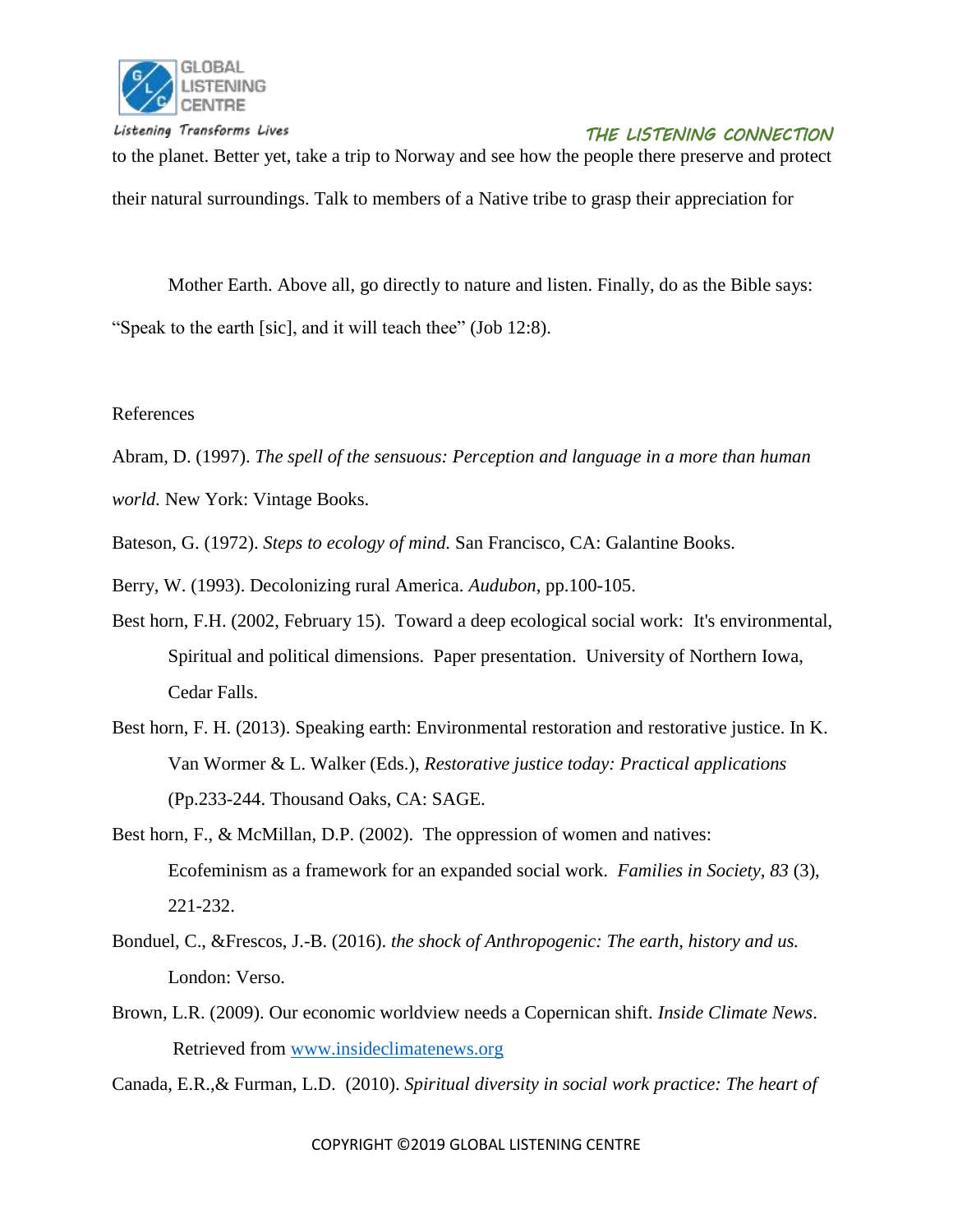to the planet. Better yet, take a trip to Norway and see how the people there preserve and protect their natural surroundings. Talk to members of a Native tribe to grasp their appreciation for

Mother Earth. Above all, go directly to nature and listen. Finally, do as the Bible says: "Speak to the earth [sic], and it will teach thee" (Job 12:8).

References

Abram, D. (1997). *The spell of the sensuous: Perception and language in a more than human world.* New York: Vintage Books.

Bateson, G. (1972). *Steps to ecology of mind.* San Francisco, CA: Galantine Books.

Berry, W. (1993). Decolonizing rural America. *Audubon*, pp.100-105.

Best horn, F.H. (2002, February 15). Toward a deep ecological social work: It's environmental, Spiritual and political dimensions. Paper presentation. University of Northern Iowa, Cedar Falls.

Best horn, F. H. (2013). Speaking earth: Environmental restoration and restorative justice. In K. Van Wormer & L. Walker (Eds.), *Restorative justice today: Practical applications* (Pp.233-244. Thousand Oaks, CA: SAGE.

Best horn, F., & McMillan, D.P. (2002). The oppression of women and natives: Ecofeminism as a framework for an expanded social work. *Families in Society, 83* (3), 221-232.

Bonduel, C., &Frescos, J.-B. (2016). *the shock of Anthropogenic: The earth, history and us.* London: Verso.

Brown, L.R. (2009). Our economic worldview needs a Copernican shift. *Inside Climate News*. Retrieved from www.insideclimatenews.org

Canada, E.R.,& Furman, L.D. (2010). *Spiritual diversity in social work practice: The heart of*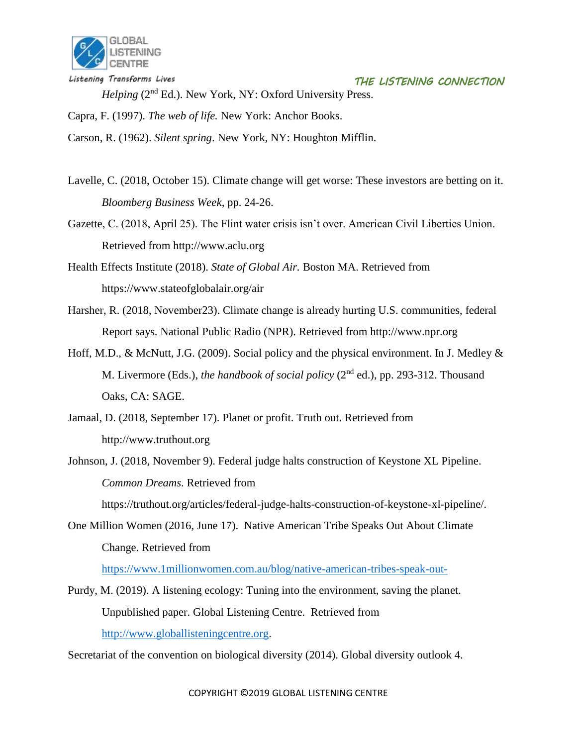*Helping* (2nd Ed.). New York, NY: Oxford University Press.

Capra, F. (1997). *The web of life.* New York: Anchor Books.

Carson, R. (1962). *Silent spring*. New York, NY: Houghton Mifflin.

Lavelle, C. (2018, October 15). Climate change will get worse: These investors are betting on it. *Bloomberg Business Week*, pp. 24-26.

Gazette, C. (2018, April 25). The Flint water crisis isn't over. American Civil Liberties Union. Retrieved from http://www.aclu.org

Health Effects Institute (2018). *State of Global Air.* Boston MA. Retrieved from https://www.stateofglobalair.org/air

Harsher, R. (2018, November23). Climate change is already hurting U.S. communities, federal Report says. National Public Radio (NPR). Retrieved from http://www.npr.org

Hoff, M.D., & McNutt, J.G. (2009). Social policy and the physical environment. In J. Medley & M. Livermore (Eds.), *the handbook of social policy* (2nd ed.), pp. 293-312. Thousand Oaks, CA: SAGE.

Jamaal, D. (2018, September 17). Planet or profit. Truth out. Retrieved from http://www.truthout.org

Johnson, J. (2018, November 9). Federal judge halts construction of Keystone XL Pipeline. *Common Dreams*. Retrieved from https://truthout.org/articles/federal-judge-halts-construction-of-keystone-xl-pipeline/.

One Million Women (2016, June 17). Native American Tribe Speaks Out About Climate Change. Retrieved from https://www.1millionwomen.com.au/blog/native-american-tribes-speak-out-

Purdy, M. (2019). A listening ecology: Tuning into the environment, saving the planet. Unpublished paper. Global Listening Centre. Retrieved from http://www.globallisteningcentre.org.

Secretariat of the convention on biological diversity (2014). Global diversity outlook 4.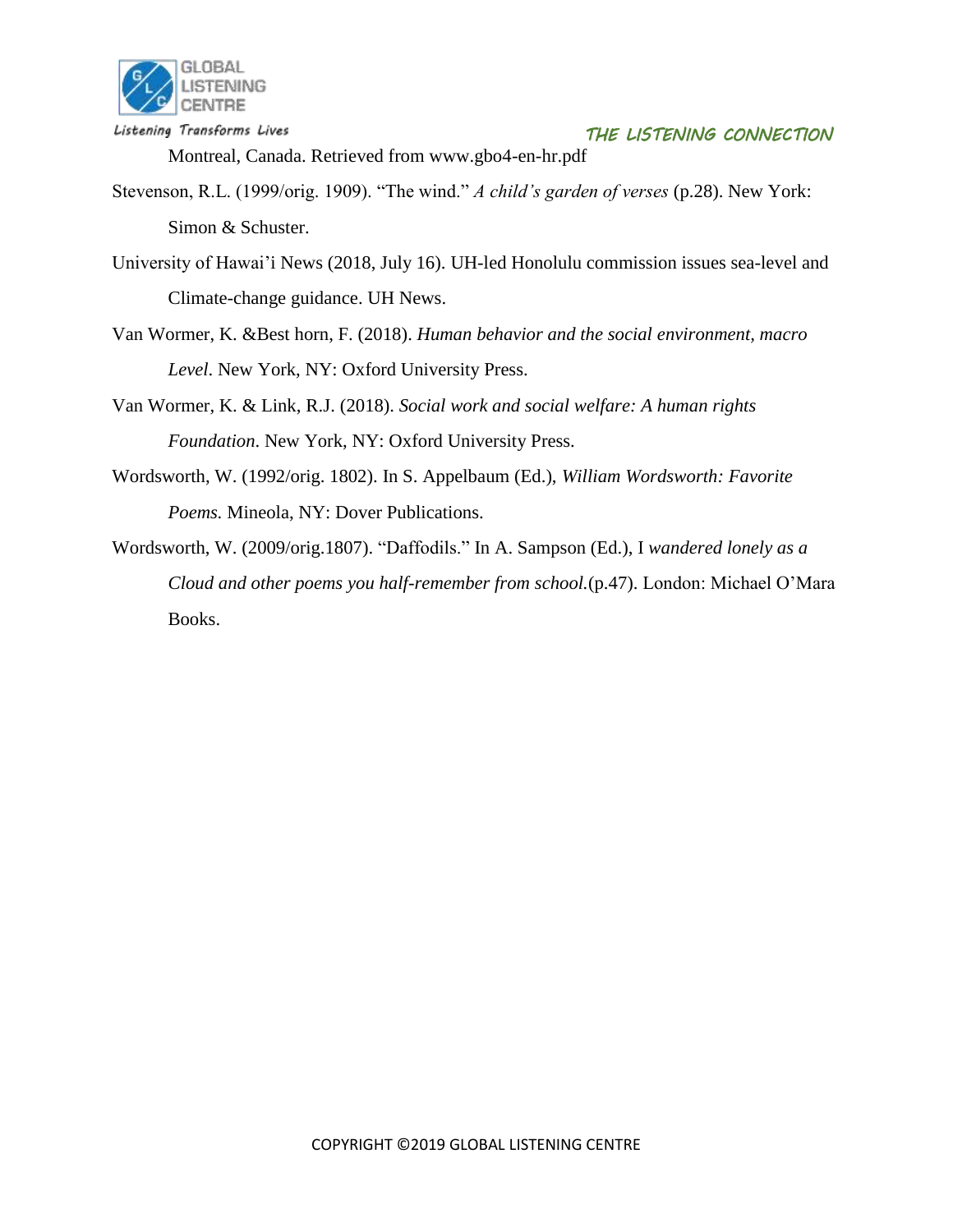Montreal, Canada. Retrieved from www.gbo4-en-hr.pdf

Stevenson, R.L. (1999/orig. 1909). "The wind." *A child's garden of verses* (p.28). New York: Simon & Schuster.

University of Hawai'i News (2018, July 16). UH-led Honolulu commission issues sea-level and Climate-change guidance. UH News.

Van Wormer, K. &Best horn, F. (2018). *Human behavior and the social environment, macro Level*. New York, NY: Oxford University Press.

Van Wormer, K. & Link, R.J. (2018). *Social work and social welfare: A human rights Foundation*. New York, NY: Oxford University Press.

Wordsworth, W. (1992/orig. 1802). In S. Appelbaum (Ed.), *William Wordsworth: Favorite Poems.* Mineola, NY: Dover Publications.

Wordsworth, W. (2009/orig.1807). "Daffodils." In A. Sampson (Ed.), I *wandered lonely as a Cloud and other poems you half-remember from school.*(p.47). London: Michael O'Mara Books.